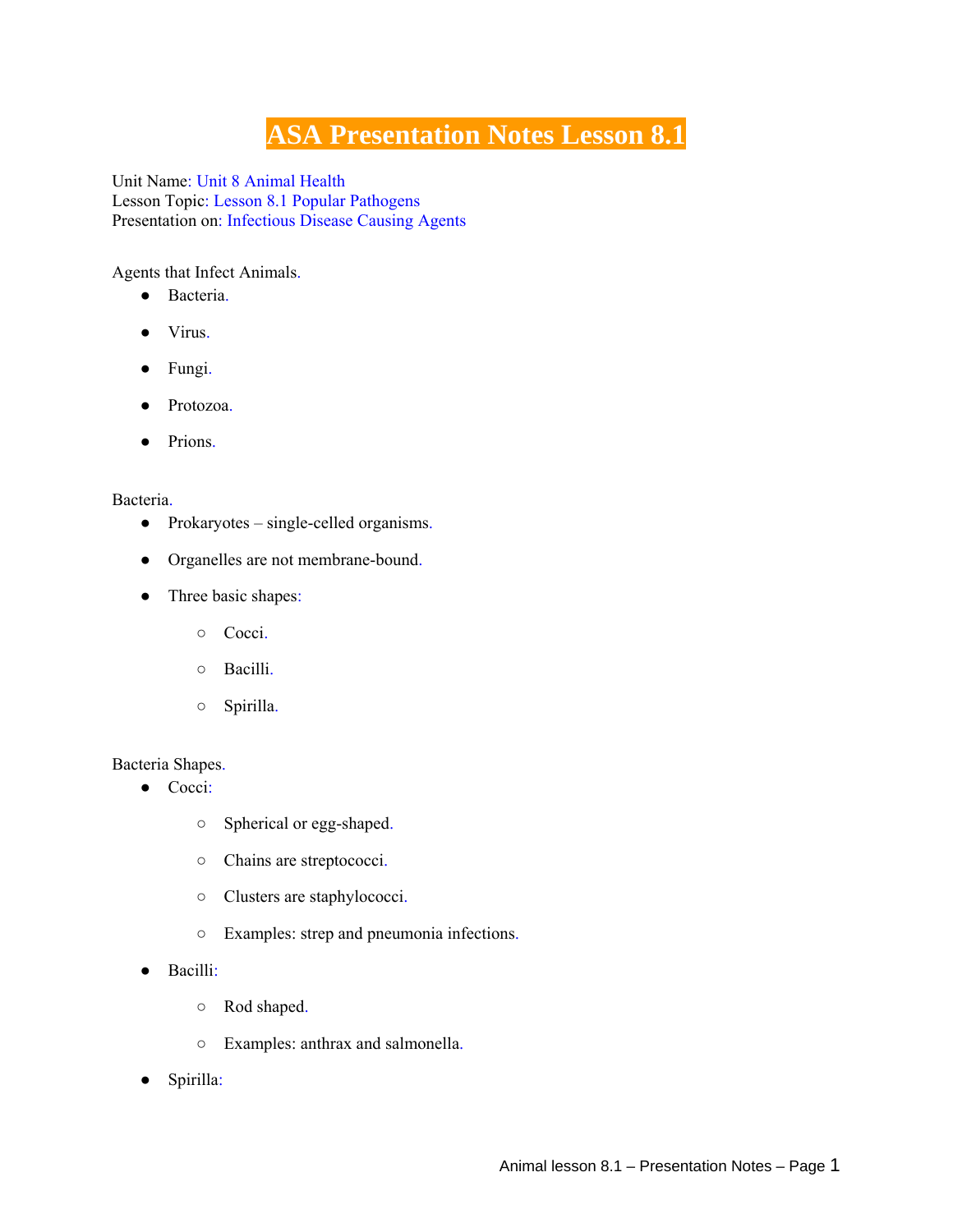# ASA Presentation Notes Lesson 8.1

Unit Name: Unit 8 Animal Health
Lesson Topic: Lesson 8.1 Popular Pathogens
Presentation on: Infectious Disease Causing Agents

Agents that Infect Animals.

- Bacteria.
- Virus.
- Fungi.
- Protozoa.
- Prions.

Bacteria.

- Prokaryotes – single-celled organisms.
- Organelles are not membrane-bound.
- Three basic shapes:
  - Cocci.
  - Bacilli.
  - Spirilla.

Bacteria Shapes.

- Cocci:
  - Spherical or egg-shaped.
  - Chains are streptococci.
  - Clusters are staphylococci.
  - Examples: strep and pneumonia infections.
- Bacilli:
  - Rod shaped.
  - Examples: anthrax and salmonella.
- Spirilla: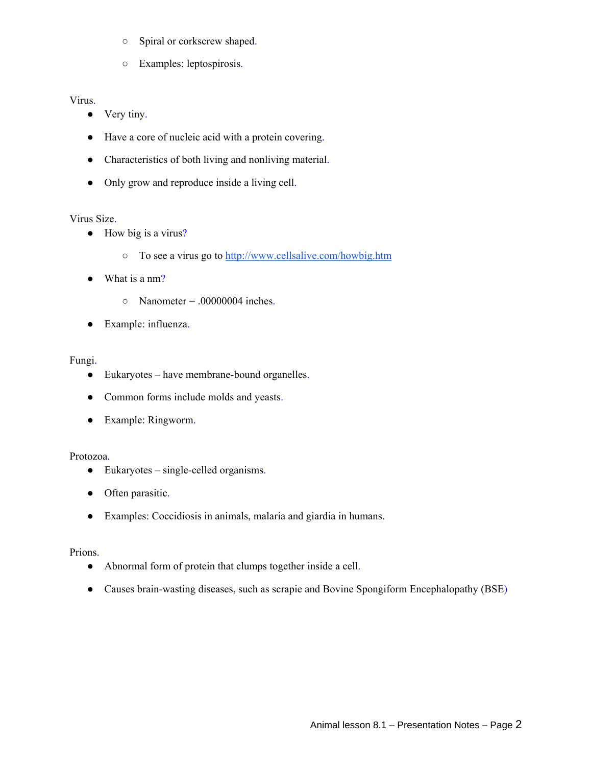- Spiral or corkscrew shaped.
   - Examples: leptospirosis.

Virus.

- Very tiny.
- Have a core of nucleic acid with a protein covering.
- Characteristics of both living and nonliving material.
- Only grow and reproduce inside a living cell.

Virus Size.

- How big is a virus?
   - To see a virus go to [http://www.cellsalive.com/howbig.htm](http://www.cellsalive.com/howbig.htm)
- What is a nm?
   - Nanometer = .00000004 inches.
- Example: influenza.

Fungi.

- Eukaryotes – have membrane-bound organelles.
- Common forms include molds and yeasts.
- Example: Ringworm.

Protozoa.

- Eukaryotes – single-celled organisms.
- Often parasitic.
- Examples: Coccidiosis in animals, malaria and giardia in humans.

Prions.

- Abnormal form of protein that clumps together inside a cell.
- Causes brain-wasting diseases, such as scrapie and Bovine Spongiform Encephalopathy (BSE)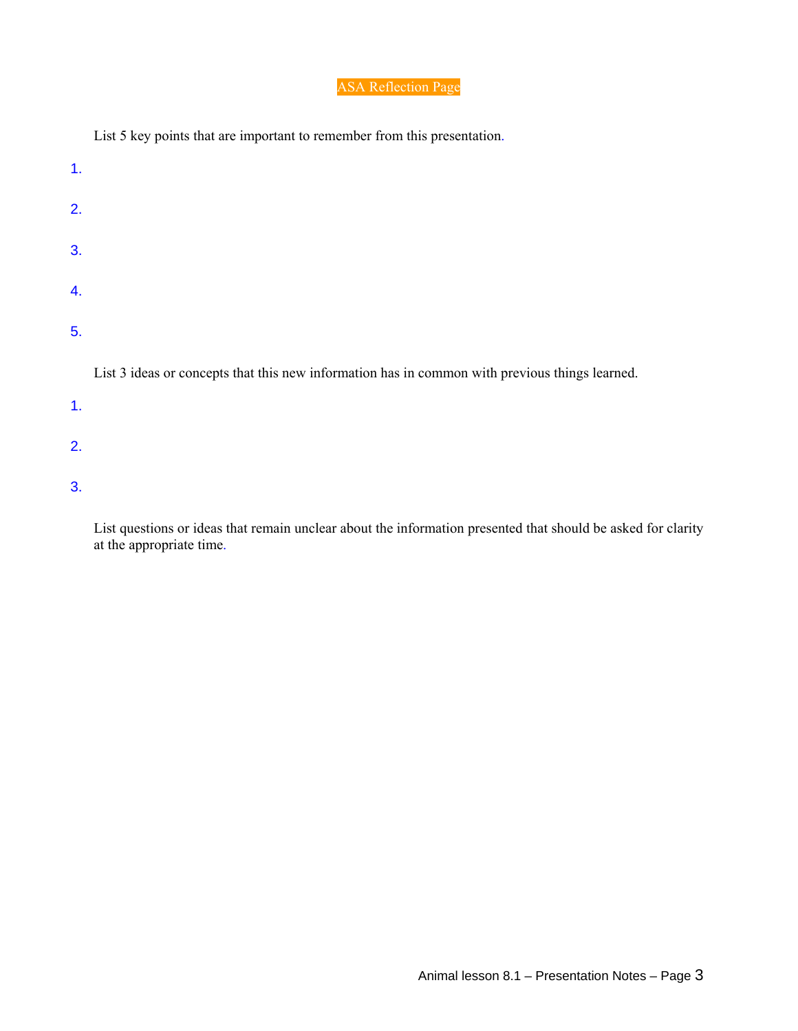## ASA Reflection Page

List 5 key points that are important to remember from this presentation.

1.

2.

3.

4.

5.

List 3 ideas or concepts that this new information has in common with previous things learned.

1.

2.

3.

List questions or ideas that remain unclear about the information presented that should be asked for clarity at the appropriate time.